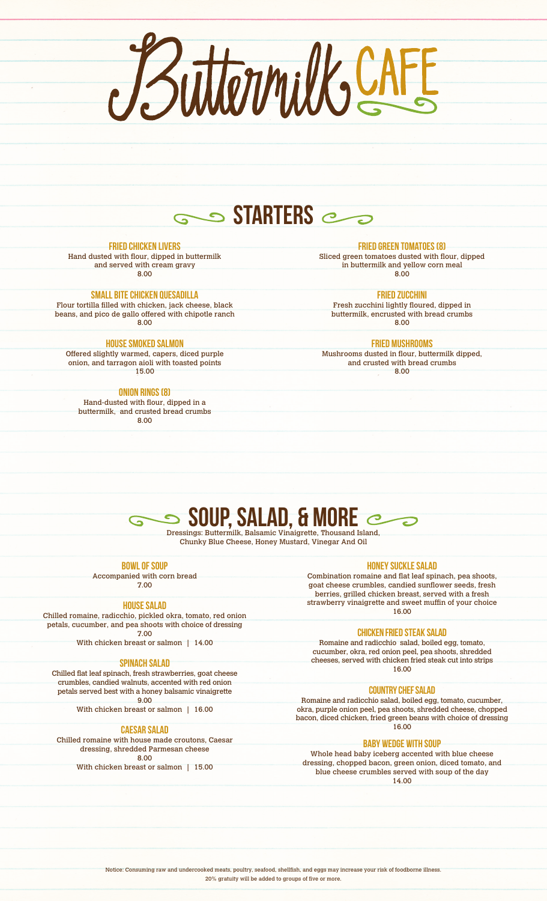# Buttermilk CAFE

## STARTERS

### FRIED CHICKEN LIVERS
Hand dusted with flour, dipped in buttermilk and served with cream gravy
8.00

### SMALL BITE CHICKEN QUESADILLA
Flour tortilla filled with chicken, jack cheese, black beans, and pico de gallo offered with chipotle ranch
8.00

### HOUSE SMOKED SALMON
Offered slightly warmed, capers, diced purple onion, and tarragon aioli with toasted points
15.00

### ONION RINGS (8)
Hand-dusted with flour, dipped in a buttermilk, and crusted bread crumbs
8.00

### FRIED GREEN TOMATOES (8)
Sliced green tomatoes dusted with flour, dipped in buttermilk and yellow corn meal
8.00

### FRIED ZUCCHINI
Fresh zucchini lightly floured, dipped in buttermilk, encrusted with bread crumbs
8.00

### FRIED MUSHROOMS
Mushrooms dusted in flour, buttermilk dipped, and crusted with bread crumbs
8.00

## SOUP, SALAD, & MORE

Dressings: Buttermilk, Balsamic Vinaigrette, Thousand Island, Chunky Blue Cheese, Honey Mustard, Vinegar And Oil

### BOWL OF SOUP
Accompanied with corn bread
7.00

### HOUSE SALAD
Chilled romaine, radicchio, pickled okra, tomato, red onion petals, cucumber, and pea shoots with choice of dressing
7.00
With chicken breast or salmon | 14.00

### SPINACH SALAD
Chilled flat leaf spinach, fresh strawberries, goat cheese crumbles, candied walnuts, accented with red onion petals served best with a honey balsamic vinaigrette
9.00
With chicken breast or salmon | 16.00

### CAESAR SALAD
Chilled romaine with house made croutons, Caesar dressing, shredded Parmesan cheese
8.00
With chicken breast or salmon | 15.00

### HONEY SUCKLE SALAD
Combination romaine and flat leaf spinach, pea shoots, goat cheese crumbles, candied sunflower seeds, fresh berries, grilled chicken breast, served with a fresh strawberry vinaigrette and sweet muffin of your choice
16.00

### CHICKEN FRIED STEAK SALAD
Romaine and radicchio salad, boiled egg, tomato, cucumber, okra, red onion peel, pea shoots, shredded cheeses, served with chicken fried steak cut into strips
16.00

### COUNTRY CHEF SALAD
Romaine and radicchio salad, boiled egg, tomato, cucumber, okra, purple onion peel, pea shoots, shredded cheese, chopped bacon, diced chicken, fried green beans with choice of dressing
16.00

### BABY WEDGE WITH SOUP
Whole head baby iceberg accented with blue cheese dressing, chopped bacon, green onion, diced tomato, and blue cheese crumbles served with soup of the day
14.00

Notice: Consuming raw and undercooked meats, poultry, seafood, shellfish, and eggs may increase your risk of foodborne illness.
20% gratuity will be added to groups of five or more.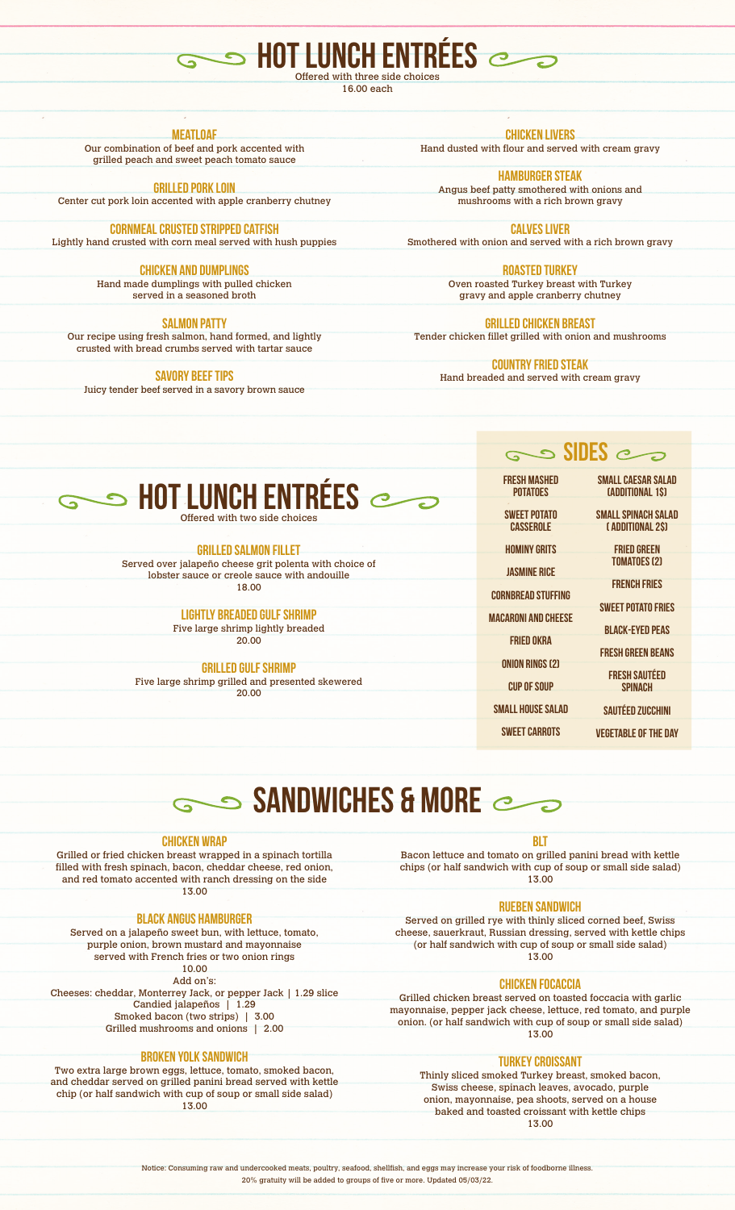# HOT LUNCH ENTRÉES

Offered with three side choices
16.00 each

### MEATLOAF

Our combination of beef and pork accented with grilled peach and sweet peach tomato sauce

### GRILLED PORK LOIN

Center cut pork loin accented with apple cranberry chutney

### CORNMEAL CRUSTED STRIPPED CATFISH

Lightly hand crusted with corn meal served with hush puppies

### CHICKEN AND DUMPLINGS

Hand made dumplings with pulled chicken served in a seasoned broth

### SALMON PATTY

Our recipe using fresh salmon, hand formed, and lightly crusted with bread crumbs served with tartar sauce

### SAVORY BEEF TIPS

Juicy tender beef served in a savory brown sauce

### CHICKEN LIVERS

Hand dusted with flour and served with cream gravy

### HAMBURGER STEAK

Angus beef patty smothered with onions and mushrooms with a rich brown gravy

### CALVES LIVER

Smothered with onion and served with a rich brown gravy

### ROASTED TURKEY

Oven roasted Turkey breast with Turkey gravy and apple cranberry chutney

### GRILLED CHICKEN BREAST

Tender chicken fillet grilled with onion and mushrooms

### COUNTRY FRIED STEAK

Hand breaded and served with cream gravy

# HOT LUNCH ENTRÉES

Offered with two side choices

### GRILLED SALMON FILLET

Served over jalapeño cheese grit polenta with choice of lobster sauce or creole sauce with andouille
18.00

### LIGHTLY BREADED GULF SHRIMP

Five large shrimp lightly breaded
20.00

### GRILLED GULF SHRIMP

Five large shrimp grilled and presented skewered
20.00

# SIDES

- FRESH MASHED POTATOES
- SWEET POTATO CASSEROLE
- HOMINY GRITS
- JASMINE RICE
- CORNBREAD STUFFING
- MACARONI AND CHEESE
- FRIED OKRA
- ONION RINGS (2)
- CUP OF SOUP
- SMALL HOUSE SALAD
- SWEET CARROTS
- SMALL CAESAR SALAD (ADDITIONAL 1$)
- SMALL SPINACH SALAD ( ADDITIONAL 2$)
- FRIED GREEN TOMATOES (2)
- FRENCH FRIES
- SWEET POTATO FRIES
- BLACK-EYED PEAS
- FRESH GREEN BEANS
- FRESH SAUTÉED SPINACH
- SAUTÉED ZUCCHINI
- VEGETABLE OF THE DAY

# SANDWICHES & MORE

### CHICKEN WRAP

Grilled or fried chicken breast wrapped in a spinach tortilla filled with fresh spinach, bacon, cheddar cheese, red onion, and red tomato accented with ranch dressing on the side
13.00

### BLACK ANGUS HAMBURGER

Served on a jalapeño sweet bun, with lettuce, tomato, purple onion, brown mustard and mayonnaise served with French fries or two onion rings
10.00
Add on's:
Cheeses: cheddar, Monterrey Jack, or pepper Jack | 1.29 slice
Candied jalapeños | 1.29
Smoked bacon (two strips) | 3.00
Grilled mushrooms and onions | 2.00

### BROKEN YOLK SANDWICH

Two extra large brown eggs, lettuce, tomato, smoked bacon, and cheddar served on grilled panini bread served with kettle chip (or half sandwich with cup of soup or small side salad)
13.00

### BLT

Bacon lettuce and tomato on grilled panini bread with kettle chips (or half sandwich with cup of soup or small side salad)
13.00

### RUEBEN SANDWICH

Served on grilled rye with thinly sliced corned beef, Swiss cheese, sauerkraut, Russian dressing, served with kettle chips (or half sandwich with cup of soup or small side salad)
13.00

### CHICKEN FOCACCIA

Grilled chicken breast served on toasted foccacia with garlic mayonnaise, pepper jack cheese, lettuce, red tomato, and purple onion. (or half sandwich with cup of soup or small side salad)
13.00

### TURKEY CROISSANT

Thinly sliced smoked Turkey breast, smoked bacon, Swiss cheese, spinach leaves, avocado, purple onion, mayonnaise, pea shoots, served on a house baked and toasted croissant with kettle chips
13.00

Notice: Consuming raw and undercooked meats, poultry, seafood, shellfish, and eggs may increase your risk of foodborne illness.
20% gratuity will be added to groups of five or more. Updated 05/03/22.